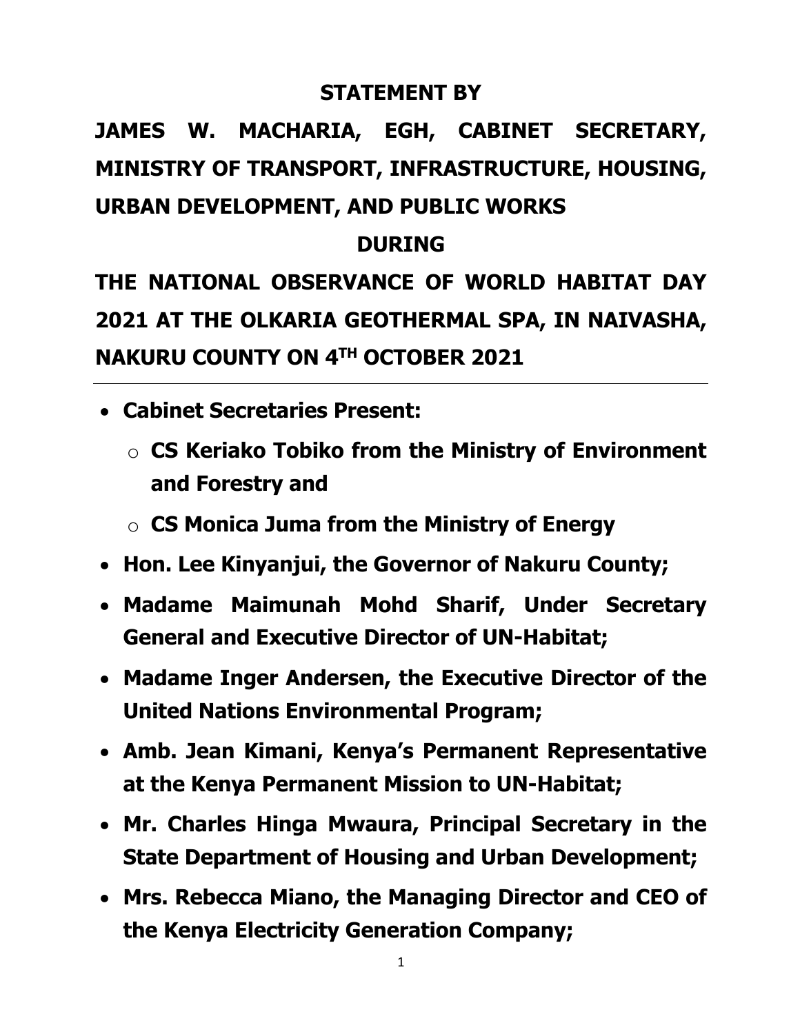**STATEMENT BY**

**JAMES W. MACHARIA, EGH, CABINET SECRETARY, MINISTRY OF TRANSPORT, INFRASTRUCTURE, HOUSING, URBAN DEVELOPMENT, AND PUBLIC WORKS**

**DURING**

**THE NATIONAL OBSERVANCE OF WORLD HABITAT DAY 2021 AT THE OLKARIA GEOTHERMAL SPA, IN NAIVASHA, NAKURU COUNTY ON 4TH OCTOBER 2021**

---

- **Cabinet Secretaries Present:**
  - **CS Keriako Tobiko from the Ministry of Environment and Forestry and**
  - **CS Monica Juma from the Ministry of Energy**
- **Hon. Lee Kinyanjui, the Governor of Nakuru County;**
- **Madame Maimunah Mohd Sharif, Under Secretary General and Executive Director of UN-Habitat;**
- **Madame Inger Andersen, the Executive Director of the United Nations Environmental Program;**
- **Amb. Jean Kimani, Kenya's Permanent Representative at the Kenya Permanent Mission to UN-Habitat;**
- **Mr. Charles Hinga Mwaura, Principal Secretary in the State Department of Housing and Urban Development;**
- **Mrs. Rebecca Miano, the Managing Director and CEO of the Kenya Electricity Generation Company;**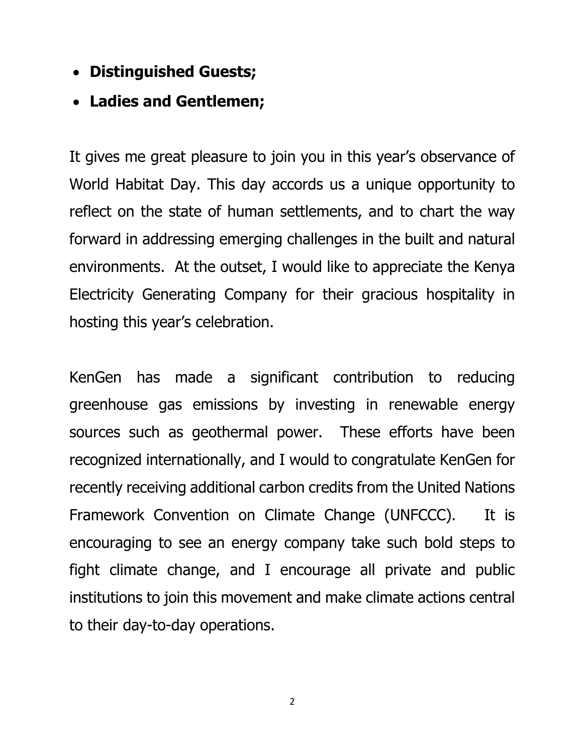- **Distinguished Guests;**
- **Ladies and Gentlemen;**

It gives me great pleasure to join you in this year's observance of World Habitat Day. This day accords us a unique opportunity to reflect on the state of human settlements, and to chart the way forward in addressing emerging challenges in the built and natural environments. At the outset, I would like to appreciate the Kenya Electricity Generating Company for their gracious hospitality in hosting this year's celebration.

KenGen has made a significant contribution to reducing greenhouse gas emissions by investing in renewable energy sources such as geothermal power. These efforts have been recognized internationally, and I would to congratulate KenGen for recently receiving additional carbon credits from the United Nations Framework Convention on Climate Change (UNFCCC). It is encouraging to see an energy company take such bold steps to fight climate change, and I encourage all private and public institutions to join this movement and make climate actions central to their day-to-day operations.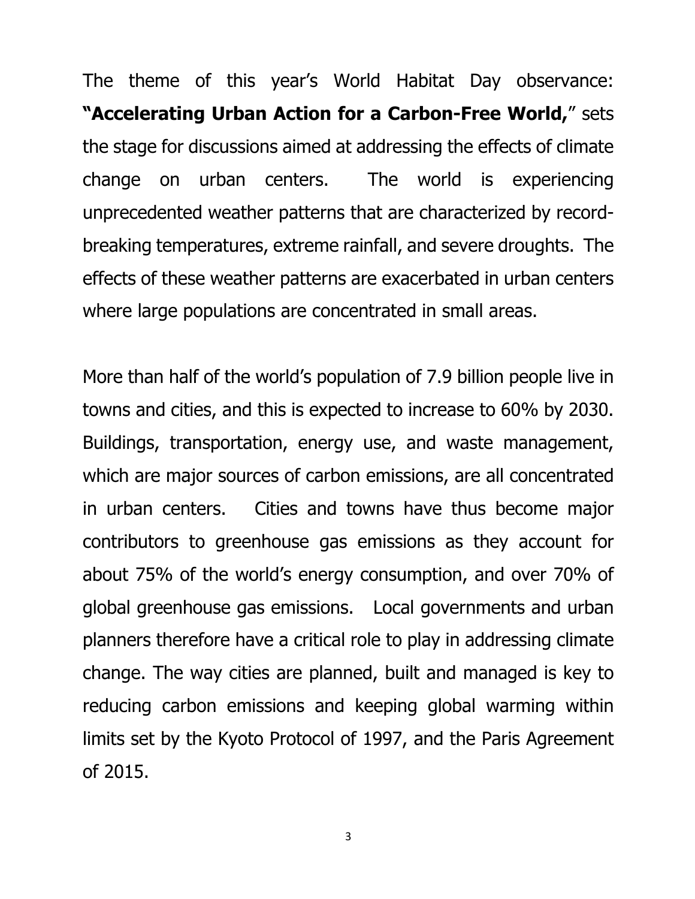The theme of this year's World Habitat Day observance: **"Accelerating Urban Action for a Carbon-Free World,"** sets the stage for discussions aimed at addressing the effects of climate change on urban centers. The world is experiencing unprecedented weather patterns that are characterized by record-breaking temperatures, extreme rainfall, and severe droughts. The effects of these weather patterns are exacerbated in urban centers where large populations are concentrated in small areas.

More than half of the world's population of 7.9 billion people live in towns and cities, and this is expected to increase to 60% by 2030. Buildings, transportation, energy use, and waste management, which are major sources of carbon emissions, are all concentrated in urban centers. Cities and towns have thus become major contributors to greenhouse gas emissions as they account for about 75% of the world's energy consumption, and over 70% of global greenhouse gas emissions. Local governments and urban planners therefore have a critical role to play in addressing climate change. The way cities are planned, built and managed is key to reducing carbon emissions and keeping global warming within limits set by the Kyoto Protocol of 1997, and the Paris Agreement of 2015.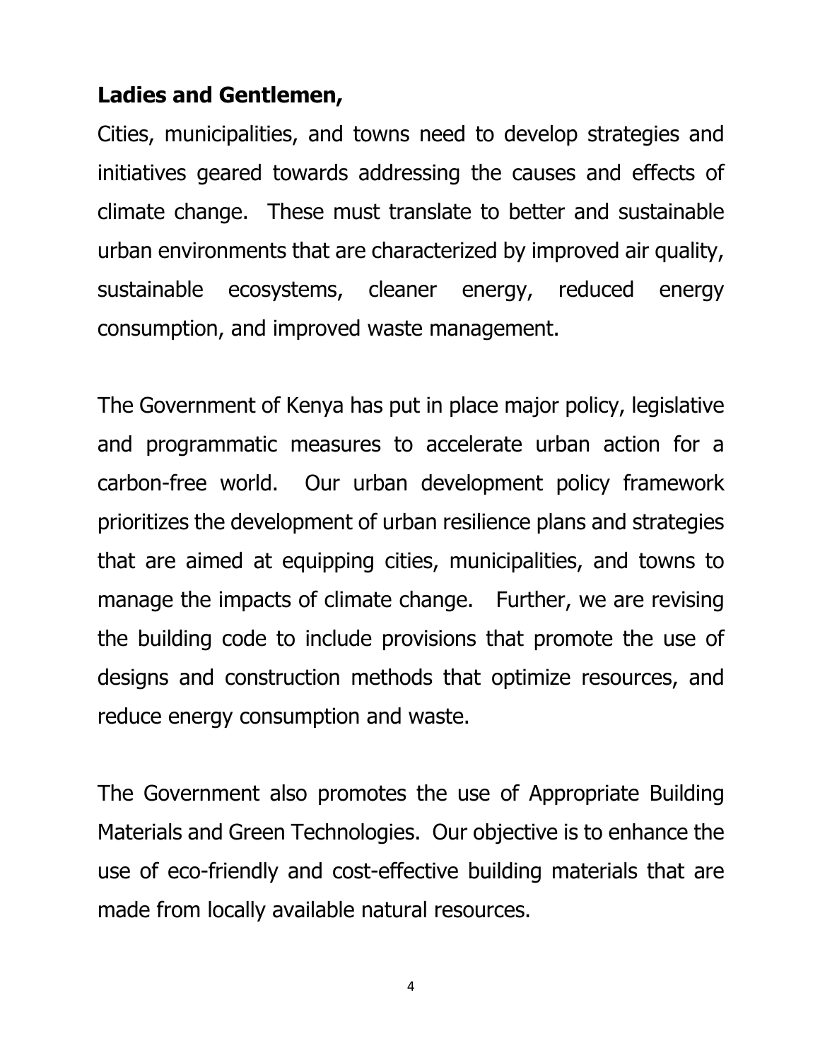**Ladies and Gentlemen,**

Cities, municipalities, and towns need to develop strategies and initiatives geared towards addressing the causes and effects of climate change. These must translate to better and sustainable urban environments that are characterized by improved air quality, sustainable ecosystems, cleaner energy, reduced energy consumption, and improved waste management.

The Government of Kenya has put in place major policy, legislative and programmatic measures to accelerate urban action for a carbon-free world. Our urban development policy framework prioritizes the development of urban resilience plans and strategies that are aimed at equipping cities, municipalities, and towns to manage the impacts of climate change. Further, we are revising the building code to include provisions that promote the use of designs and construction methods that optimize resources, and reduce energy consumption and waste.

The Government also promotes the use of Appropriate Building Materials and Green Technologies. Our objective is to enhance the use of eco-friendly and cost-effective building materials that are made from locally available natural resources.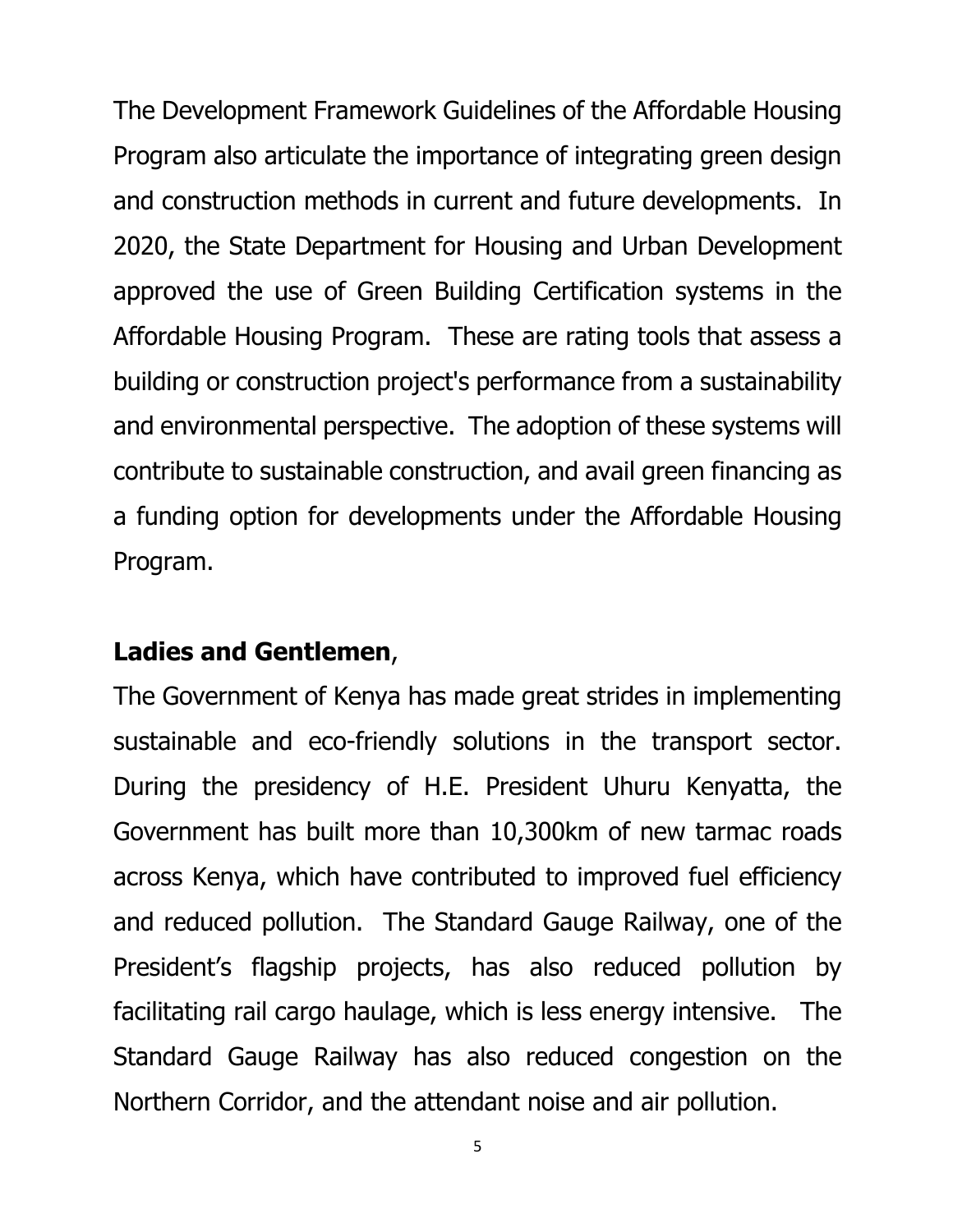The Development Framework Guidelines of the Affordable Housing Program also articulate the importance of integrating green design and construction methods in current and future developments. In 2020, the State Department for Housing and Urban Development approved the use of Green Building Certification systems in the Affordable Housing Program. These are rating tools that assess a building or construction project's performance from a sustainability and environmental perspective. The adoption of these systems will contribute to sustainable construction, and avail green financing as a funding option for developments under the Affordable Housing Program.

**Ladies and Gentlemen**,

The Government of Kenya has made great strides in implementing sustainable and eco-friendly solutions in the transport sector. During the presidency of H.E. President Uhuru Kenyatta, the Government has built more than 10,300km of new tarmac roads across Kenya, which have contributed to improved fuel efficiency and reduced pollution. The Standard Gauge Railway, one of the President's flagship projects, has also reduced pollution by facilitating rail cargo haulage, which is less energy intensive. The Standard Gauge Railway has also reduced congestion on the Northern Corridor, and the attendant noise and air pollution.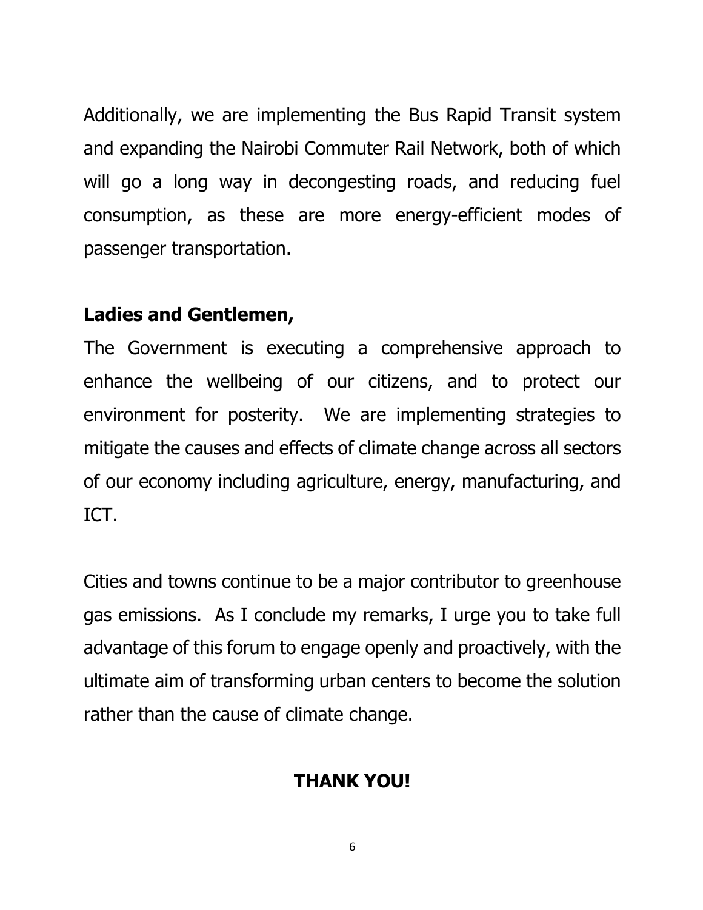Additionally, we are implementing the Bus Rapid Transit system and expanding the Nairobi Commuter Rail Network, both of which will go a long way in decongesting roads, and reducing fuel consumption, as these are more energy-efficient modes of passenger transportation.

**Ladies and Gentlemen,**

The Government is executing a comprehensive approach to enhance the wellbeing of our citizens, and to protect our environment for posterity. We are implementing strategies to mitigate the causes and effects of climate change across all sectors of our economy including agriculture, energy, manufacturing, and ICT.

Cities and towns continue to be a major contributor to greenhouse gas emissions. As I conclude my remarks, I urge you to take full advantage of this forum to engage openly and proactively, with the ultimate aim of transforming urban centers to become the solution rather than the cause of climate change.

**THANK YOU!**